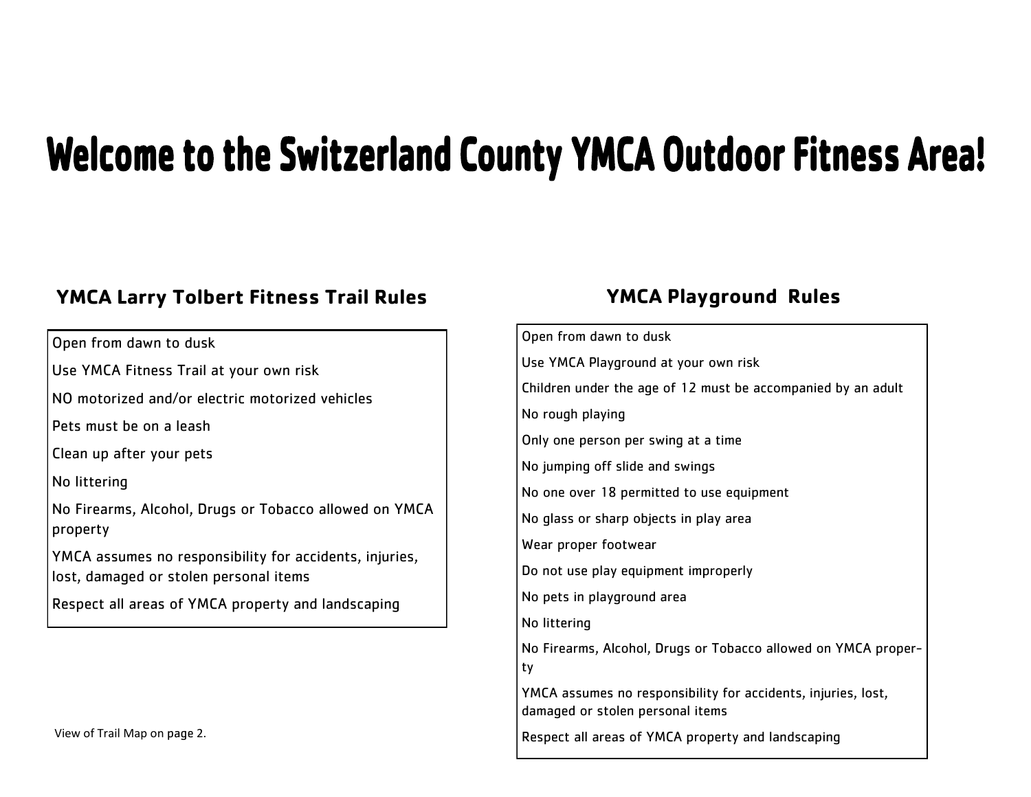# Welcome to the Switzerland County YMCA Outdoor Fitness Area!

## YMCA Larry Tolbert Fitness Trail Rules

- Open from dawn to dusk
- Use YMCA Fitness Trail at your own risk
- NO motorized and/or electric motorized vehicles
- Pets must be on a leash
- Clean up after your pets
- No littering
- No Firearms, Alcohol, Drugs or Tobacco allowed on YMCA property
- YMCA assumes no responsibility for accidents, injuries, lost, damaged or stolen personal items
- Respect all areas of YMCA property and landscaping

View of Trail Map on page 2.

## YMCA Playground Rules

- Open from dawn to dusk
- Use YMCA Playground at your own risk
- Children under the age of 12 must be accompanied by an adult
- No rough playing
- Only one person per swing at a time
- No jumping off slide and swings
- No one over 18 permitted to use equipment
- No glass or sharp objects in play area
- Wear proper footwear
- Do not use play equipment improperly
- No pets in playground area
- No littering
- No Firearms, Alcohol, Drugs or Tobacco allowed on YMCA property
- YMCA assumes no responsibility for accidents, injuries, lost, damaged or stolen personal items
- Respect all areas of YMCA property and landscaping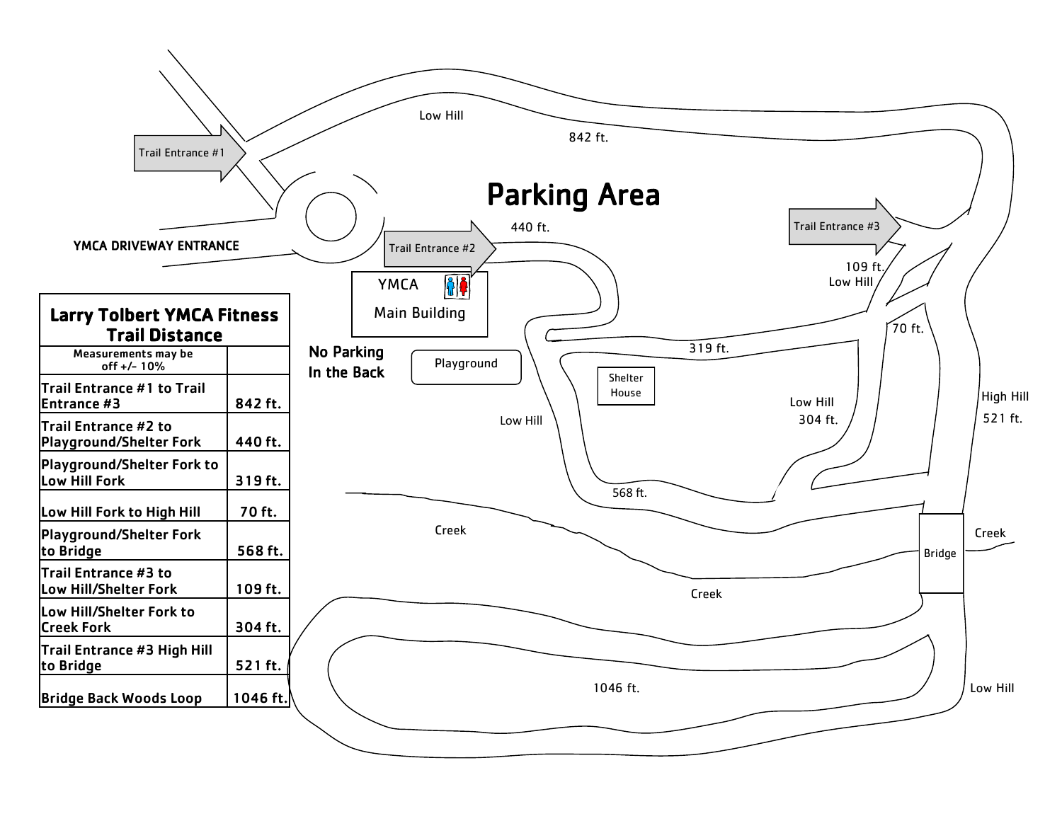# Larry Tolbert YMCA Fitness Trail Distance

| Measurements may be off +/- 10% | |
|---|---|
| Trail Entrance #1 to Trail Entrance #3 | 842 ft. |
| Trail Entrance #2 to Playground/Shelter Fork | 440 ft. |
| Playground/Shelter Fork to Low Hill Fork | 319 ft. |
| Low Hill Fork to High Hill | 70 ft. |
| Playground/Shelter Fork to Bridge | 568 ft. |
| Trail Entrance #3 to Low Hill/Shelter Fork | 109 ft. |
| Low Hill/Shelter Fork to Creek Fork | 304 ft. |
| Trail Entrance #3 High Hill to Bridge | 521 ft. |
| Bridge Back Woods Loop | 1046 ft. |

Parking Area

YMCA DRIVEWAY ENTRANCE

Trail Entrance #1

Trail Entrance #2

Trail Entrance #3

YMCA Main Building

No Parking In the Back

Playground

Shelter House

Bridge

Low Hill

842 ft.

440 ft.

109 ft.

Low Hill

70 ft.

319 ft.

Low Hill

304 ft.

High Hill

521 ft.

Low Hill

568 ft.

Creek

Creek

Creek

1046 ft.

Low Hill